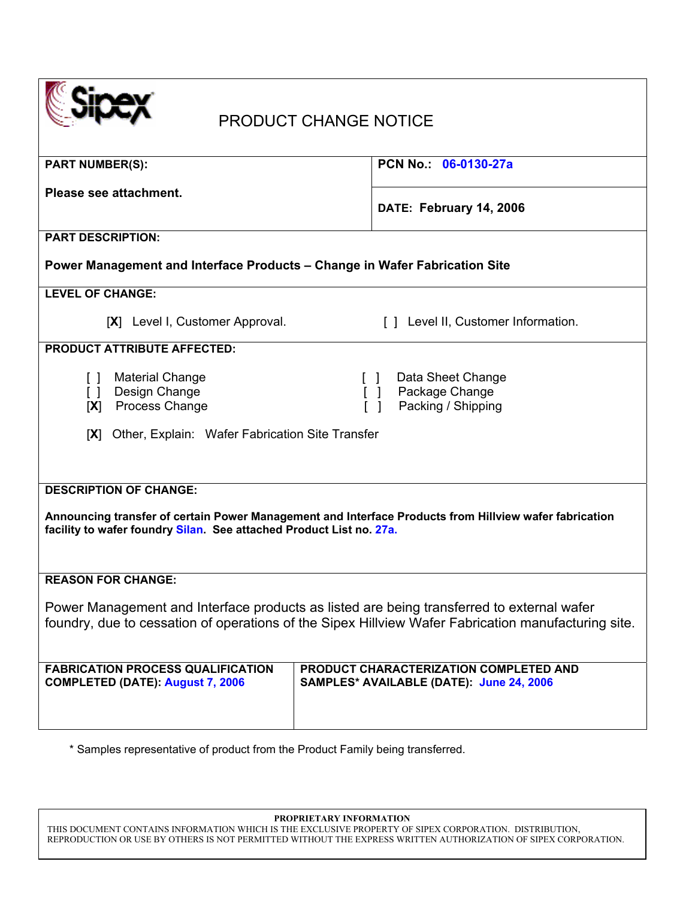# PRODUCT CHANGE NOTICE

**PART NUMBER(S):**

**Please see attachment.**

**PCN No.: 06-0130-27a**

**DATE: February 14, 2006**

**PART DESCRIPTION:**

**Power Management and Interface Products – Change in Wafer Fabrication Site**

**LEVEL OF CHANGE:**

[X] Level I, Customer Approval. [ ] Level II, Customer Information.

**PRODUCT ATTRIBUTE AFFECTED:**

[ ] Material Change
[ ] Design Change
[X] Process Change
[ ] Data Sheet Change
[ ] Package Change
[ ] Packing / Shipping

[X] Other, Explain: Wafer Fabrication Site Transfer

**DESCRIPTION OF CHANGE:**

**Announcing transfer of certain Power Management and Interface Products from Hillview wafer fabrication facility to wafer foundry Silan. See attached Product List no. 27a.**

**REASON FOR CHANGE:**

Power Management and Interface products as listed are being transferred to external wafer foundry, due to cessation of operations of the Sipex Hillview Wafer Fabrication manufacturing site.

| FABRICATION PROCESS QUALIFICATION COMPLETED (DATE): August 7, 2006 | PRODUCT CHARACTERIZATION COMPLETED AND SAMPLES* AVAILABLE (DATE): June 24, 2006 |
|---|---|

\* Samples representative of product from the Product Family being transferred.

**PROPRIETARY INFORMATION**
THIS DOCUMENT CONTAINS INFORMATION WHICH IS THE EXCLUSIVE PROPERTY OF SIPEX CORPORATION. DISTRIBUTION, REPRODUCTION OR USE BY OTHERS IS NOT PERMITTED WITHOUT THE EXPRESS WRITTEN AUTHORIZATION OF SIPEX CORPORATION.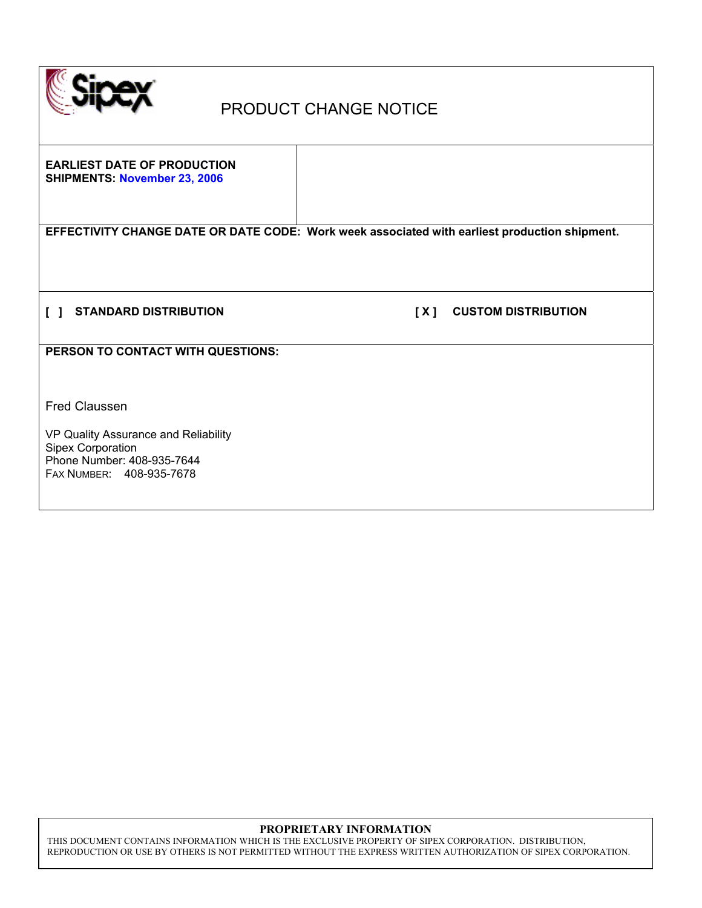# PRODUCT CHANGE NOTICE

**EARLIEST DATE OF PRODUCTION SHIPMENTS:** **November 23, 2006**

**EFFECTIVITY CHANGE DATE OR DATE CODE: Work week associated with earliest production shipment.**

**[ ] STANDARD DISTRIBUTION** **[ X ] CUSTOM DISTRIBUTION**

**PERSON TO CONTACT WITH QUESTIONS:**

Fred Claussen

VP Quality Assurance and Reliability
Sipex Corporation
Phone Number: 408-935-7644
FAX NUMBER: 408-935-7678

**PROPRIETARY INFORMATION**

THIS DOCUMENT CONTAINS INFORMATION WHICH IS THE EXCLUSIVE PROPERTY OF SIPEX CORPORATION. DISTRIBUTION, REPRODUCTION OR USE BY OTHERS IS NOT PERMITTED WITHOUT THE EXPRESS WRITTEN AUTHORIZATION OF SIPEX CORPORATION.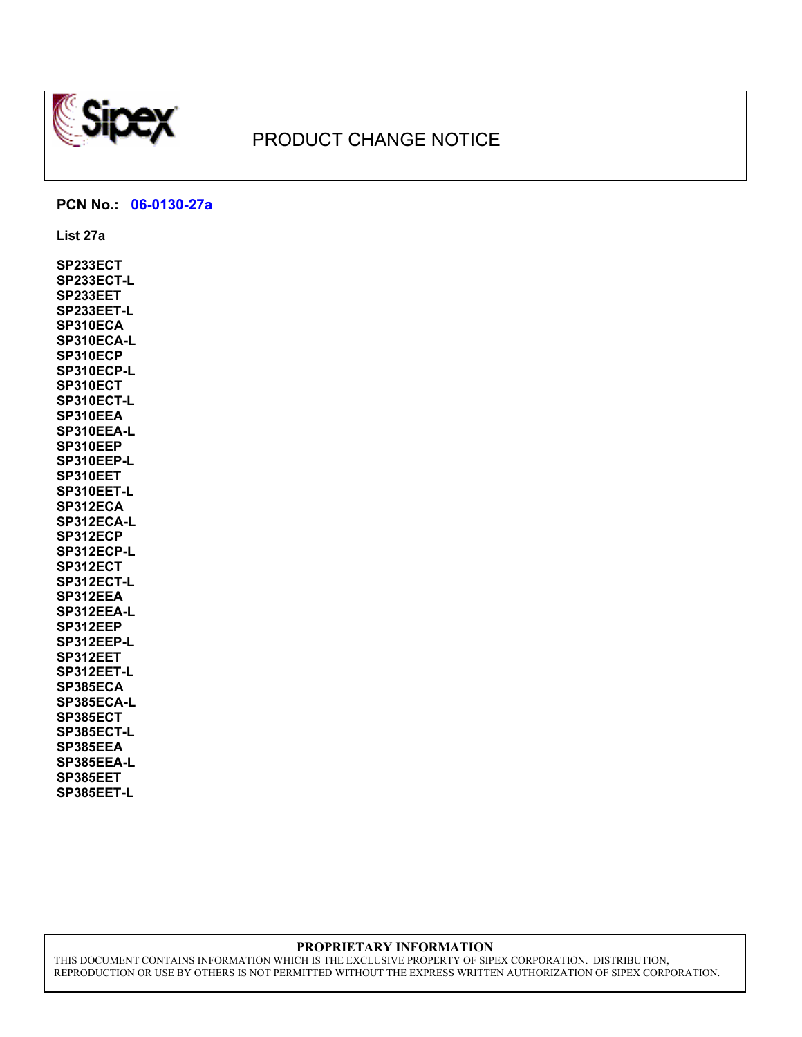# PRODUCT CHANGE NOTICE

**PCN No.: 06-0130-27a**

**List 27a**

**SP233ECT**
**SP233ECT-L**
**SP233EET**
**SP233EET-L**
**SP310ECA**
**SP310ECA-L**
**SP310ECP**
**SP310ECP-L**
**SP310ECT**
**SP310ECT-L**
**SP310EEA**
**SP310EEA-L**
**SP310EEP**
**SP310EEP-L**
**SP310EET**
**SP310EET-L**
**SP312ECA**
**SP312ECA-L**
**SP312ECP**
**SP312ECP-L**
**SP312ECT**
**SP312ECT-L**
**SP312EEA**
**SP312EEA-L**
**SP312EEP**
**SP312EEP-L**
**SP312EET**
**SP312EET-L**
**SP385ECA**
**SP385ECA-L**
**SP385ECT**
**SP385ECT-L**
**SP385EEA**
**SP385EEA-L**
**SP385EET**
**SP385EET-L**

**PROPRIETARY INFORMATION**

THIS DOCUMENT CONTAINS INFORMATION WHICH IS THE EXCLUSIVE PROPERTY OF SIPEX CORPORATION. DISTRIBUTION, REPRODUCTION OR USE BY OTHERS IS NOT PERMITTED WITHOUT THE EXPRESS WRITTEN AUTHORIZATION OF SIPEX CORPORATION.